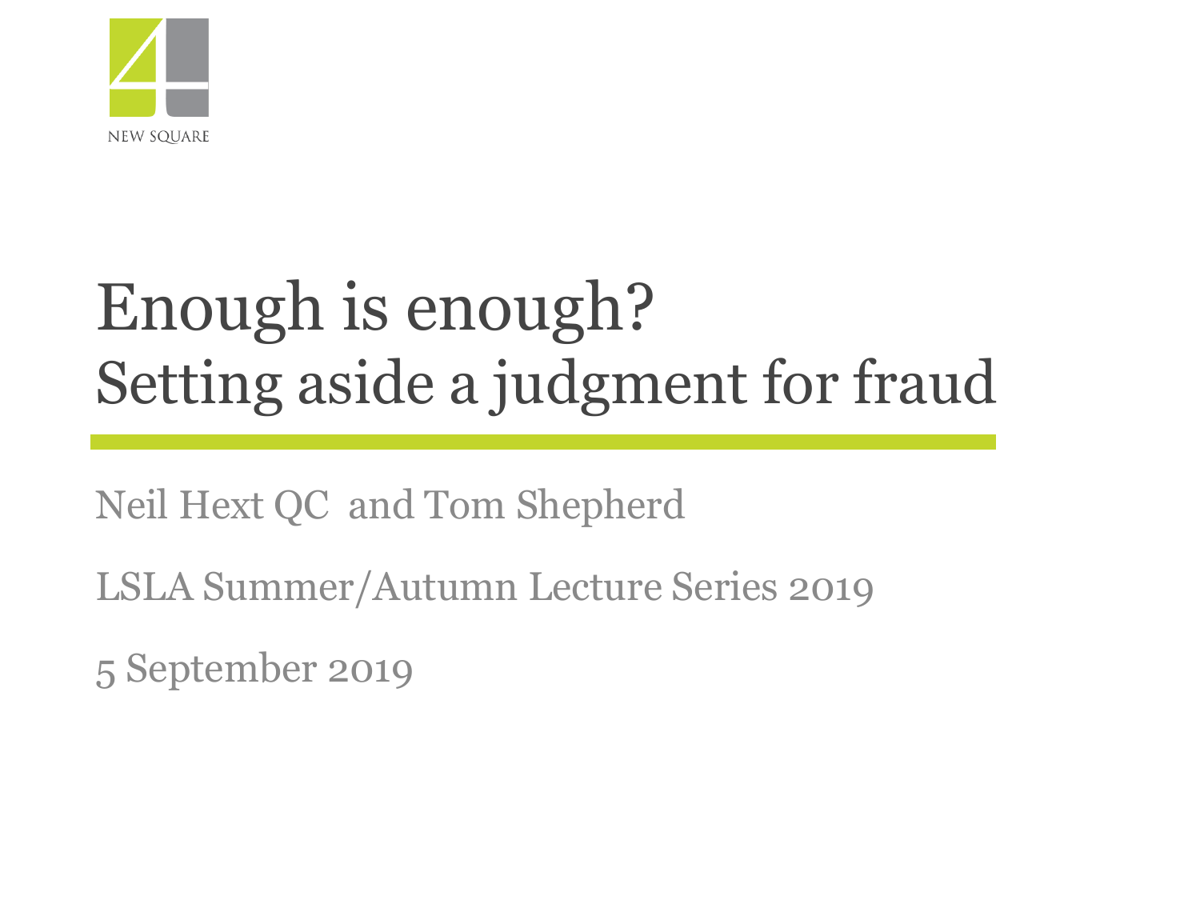NEW SQUARE

# Enough is enough?
## Setting aside a judgment for fraud

Neil Hext QC and Tom Shepherd

LSLA Summer/Autumn Lecture Series 2019

5 September 2019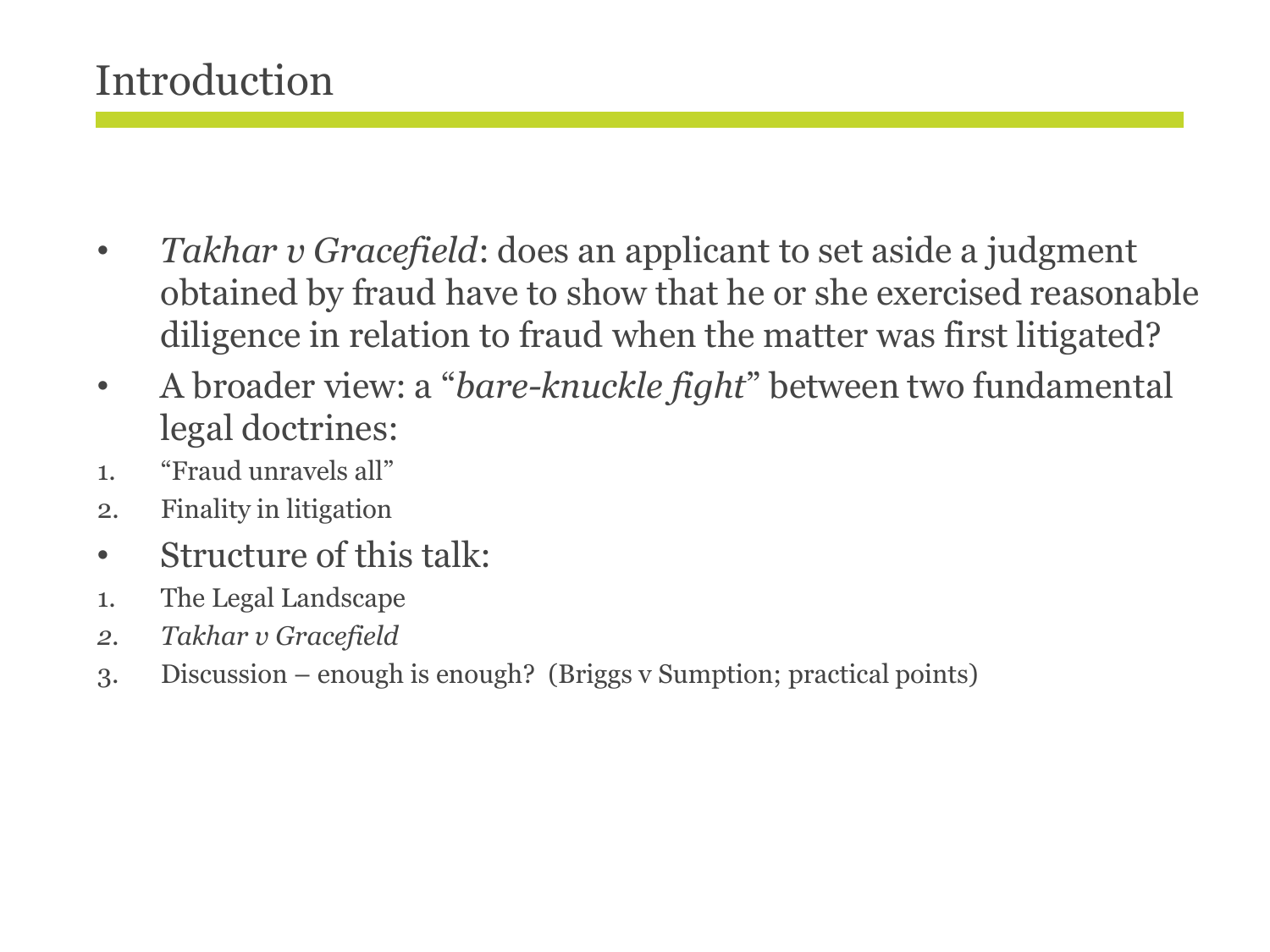# Introduction

- *Takhar v Gracefield*: does an applicant to set aside a judgment obtained by fraud have to show that he or she exercised reasonable diligence in relation to fraud when the matter was first litigated?
- A broader view: a "*bare-knuckle fight*" between two fundamental legal doctrines:

1. "Fraud unravels all"
2. Finality in litigation

- Structure of this talk:

1. The Legal Landscape
2. *Takhar v Gracefield*
3. Discussion – enough is enough? (Briggs v Sumption; practical points)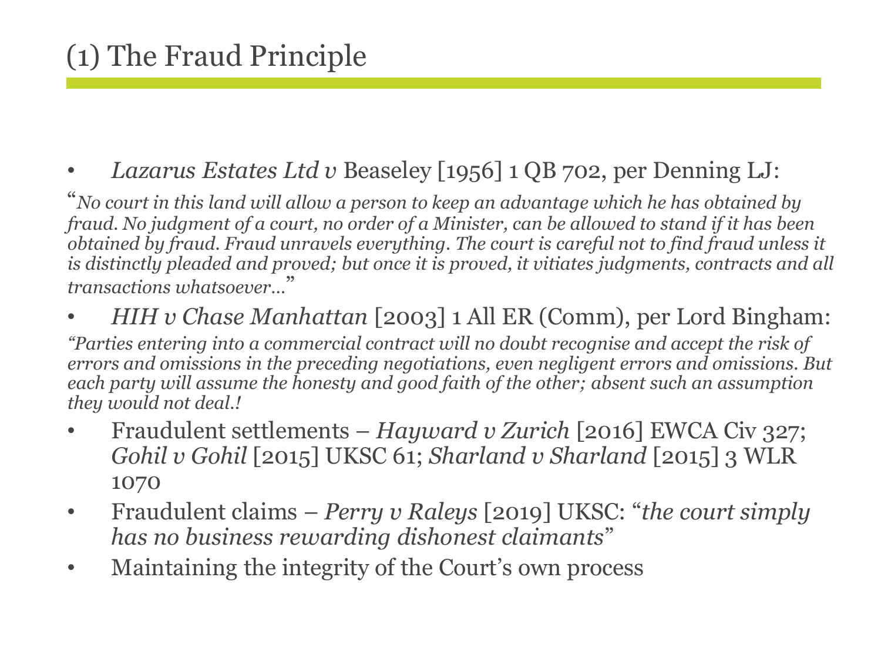# (1) The Fraud Principle

- *Lazarus Estates Ltd v* Beaseley [1956] 1 QB 702, per Denning LJ:

"*No court in this land will allow a person to keep an advantage which he has obtained by fraud. No judgment of a court, no order of a Minister, can be allowed to stand if it has been obtained by fraud. Fraud unravels everything. The court is careful not to find fraud unless it is distinctly pleaded and proved; but once it is proved, it vitiates judgments, contracts and all transactions whatsoever…*"

- *HIH v Chase Manhattan* [2003] 1 All ER (Comm), per Lord Bingham:

*"Parties entering into a commercial contract will no doubt recognise and accept the risk of errors and omissions in the preceding negotiations, even negligent errors and omissions. But each party will assume the honesty and good faith of the other; absent such an assumption they would not deal.!*

- Fraudulent settlements – *Hayward v Zurich* [2016] EWCA Civ 327; *Gohil v Gohil* [2015] UKSC 61; *Sharland v Sharland* [2015] 3 WLR 1070
- Fraudulent claims – *Perry v Raleys* [2019] UKSC: "*the court simply has no business rewarding dishonest claimants*"
- Maintaining the integrity of the Court's own process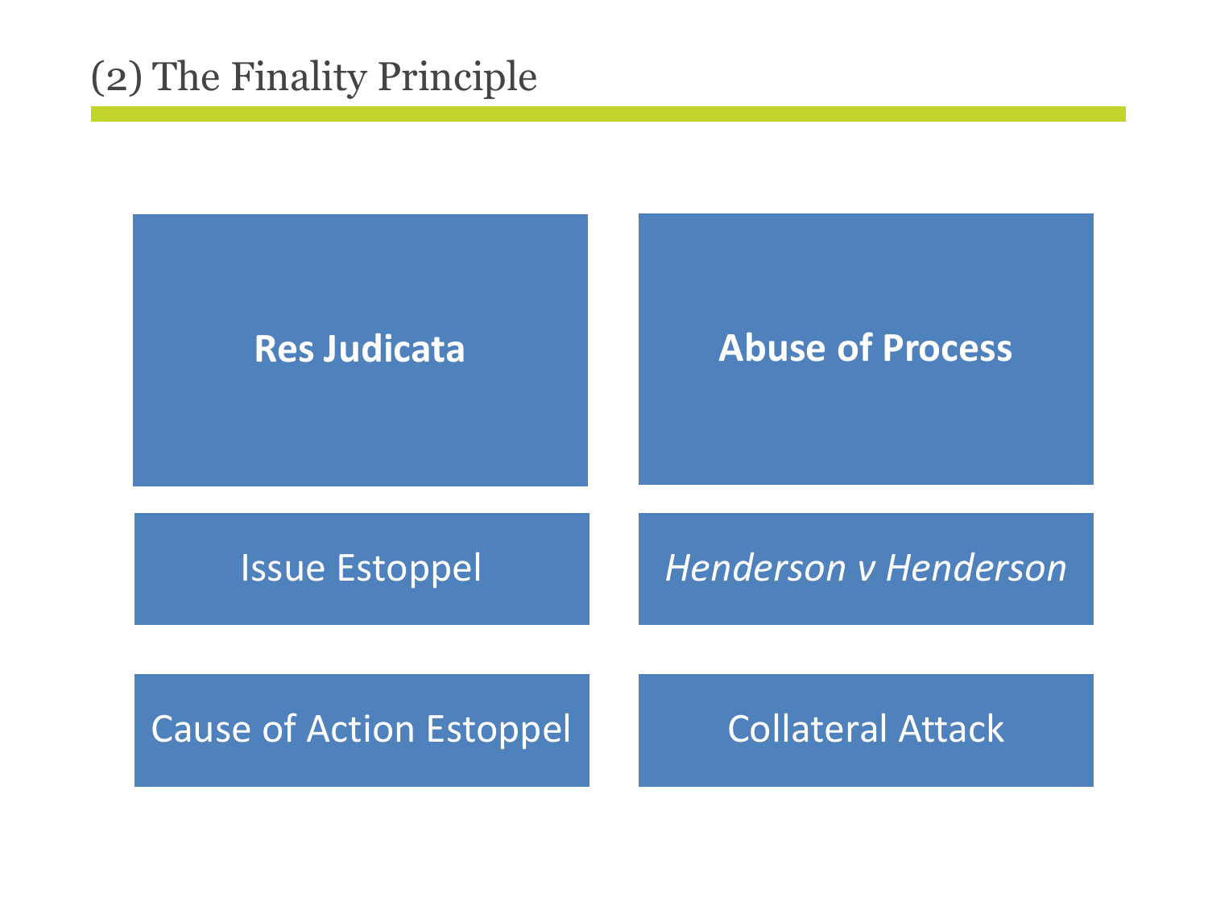# (2) The Finality Principle

| **Res Judicata** | **Abuse of Process** |
| --- | --- |
| Issue Estoppel | *Henderson v Henderson* |
| Cause of Action Estoppel | Collateral Attack |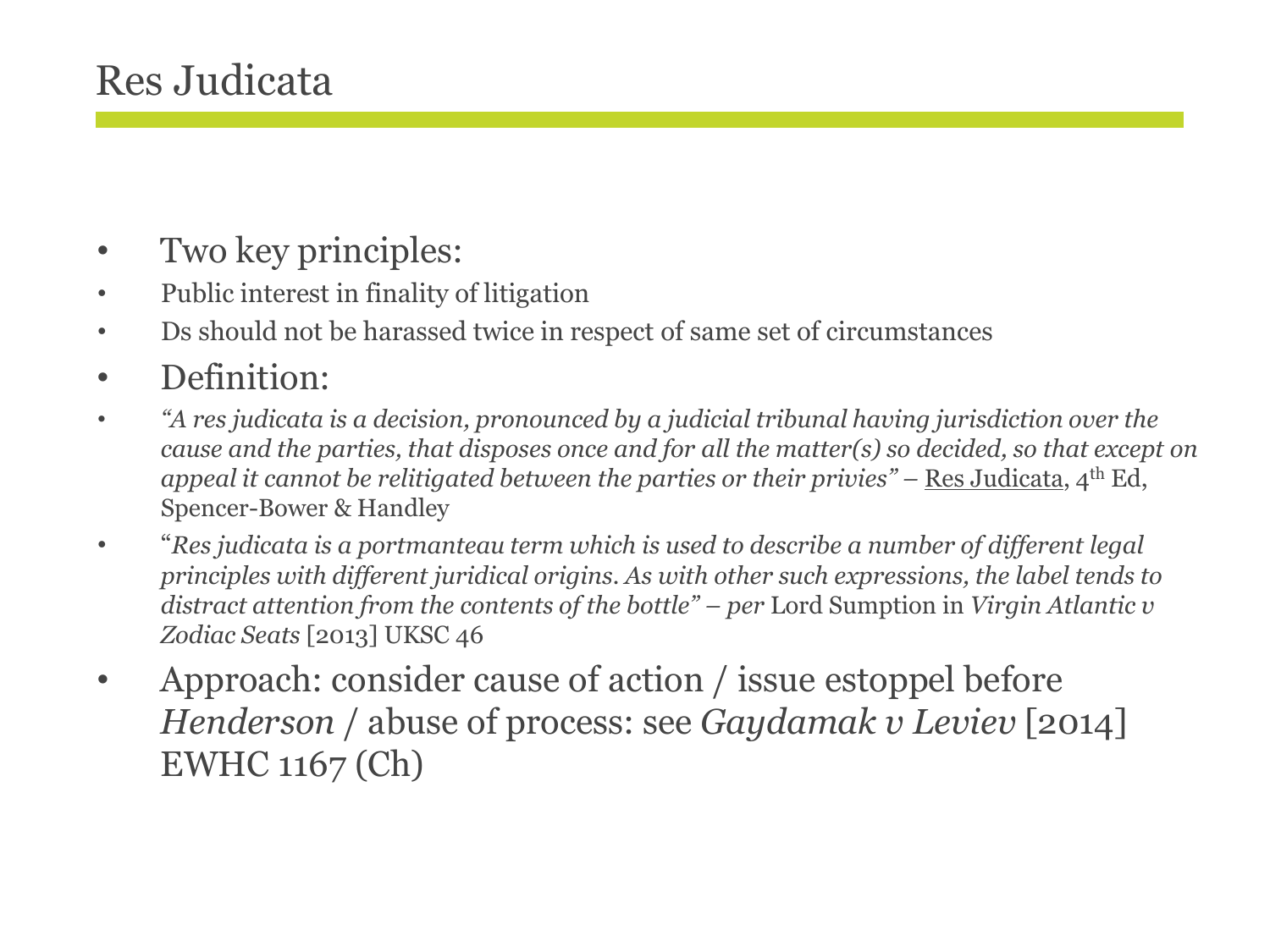# Res Judicata

- Two key principles:
- Public interest in finality of litigation
- Ds should not be harassed twice in respect of same set of circumstances
- Definition:
- *"A res judicata is a decision, pronounced by a judicial tribunal having jurisdiction over the cause and the parties, that disposes once and for all the matter(s) so decided, so that except on appeal it cannot be relitigated between the parties or their privies"* – Res Judicata, 4th Ed, Spencer-Bower & Handley
- "*Res judicata is a portmanteau term which is used to describe a number of different legal principles with different juridical origins. As with other such expressions, the label tends to distract attention from the contents of the bottle" – per* Lord Sumption in *Virgin Atlantic v Zodiac Seats* [2013] UKSC 46
- Approach: consider cause of action / issue estoppel before *Henderson* / abuse of process: see *Gaydamak v Leviev* [2014] EWHC 1167 (Ch)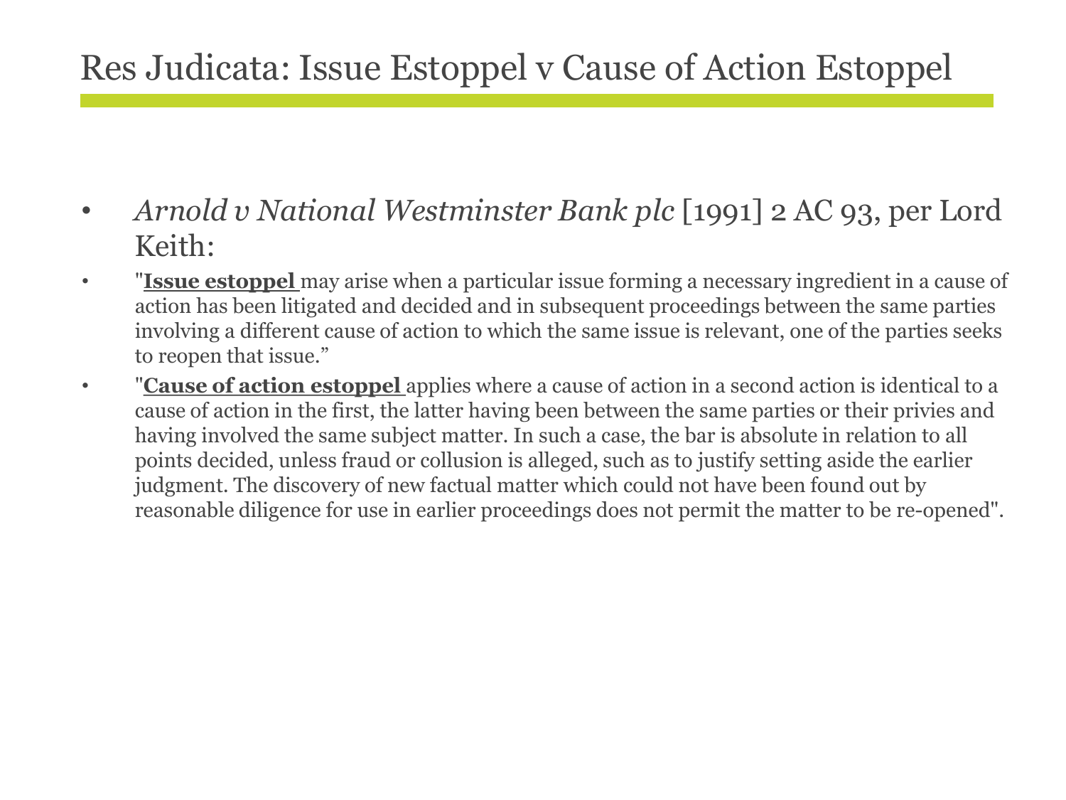# Res Judicata: Issue Estoppel v Cause of Action Estoppel

- *Arnold v National Westminster Bank plc* [1991] 2 AC 93, per Lord Keith:
- "**Issue estoppel** may arise when a particular issue forming a necessary ingredient in a cause of action has been litigated and decided and in subsequent proceedings between the same parties involving a different cause of action to which the same issue is relevant, one of the parties seeks to reopen that issue."
- "**Cause of action estoppel** applies where a cause of action in a second action is identical to a cause of action in the first, the latter having been between the same parties or their privies and having involved the same subject matter. In such a case, the bar is absolute in relation to all points decided, unless fraud or collusion is alleged, such as to justify setting aside the earlier judgment. The discovery of new factual matter which could not have been found out by reasonable diligence for use in earlier proceedings does not permit the matter to be re-opened".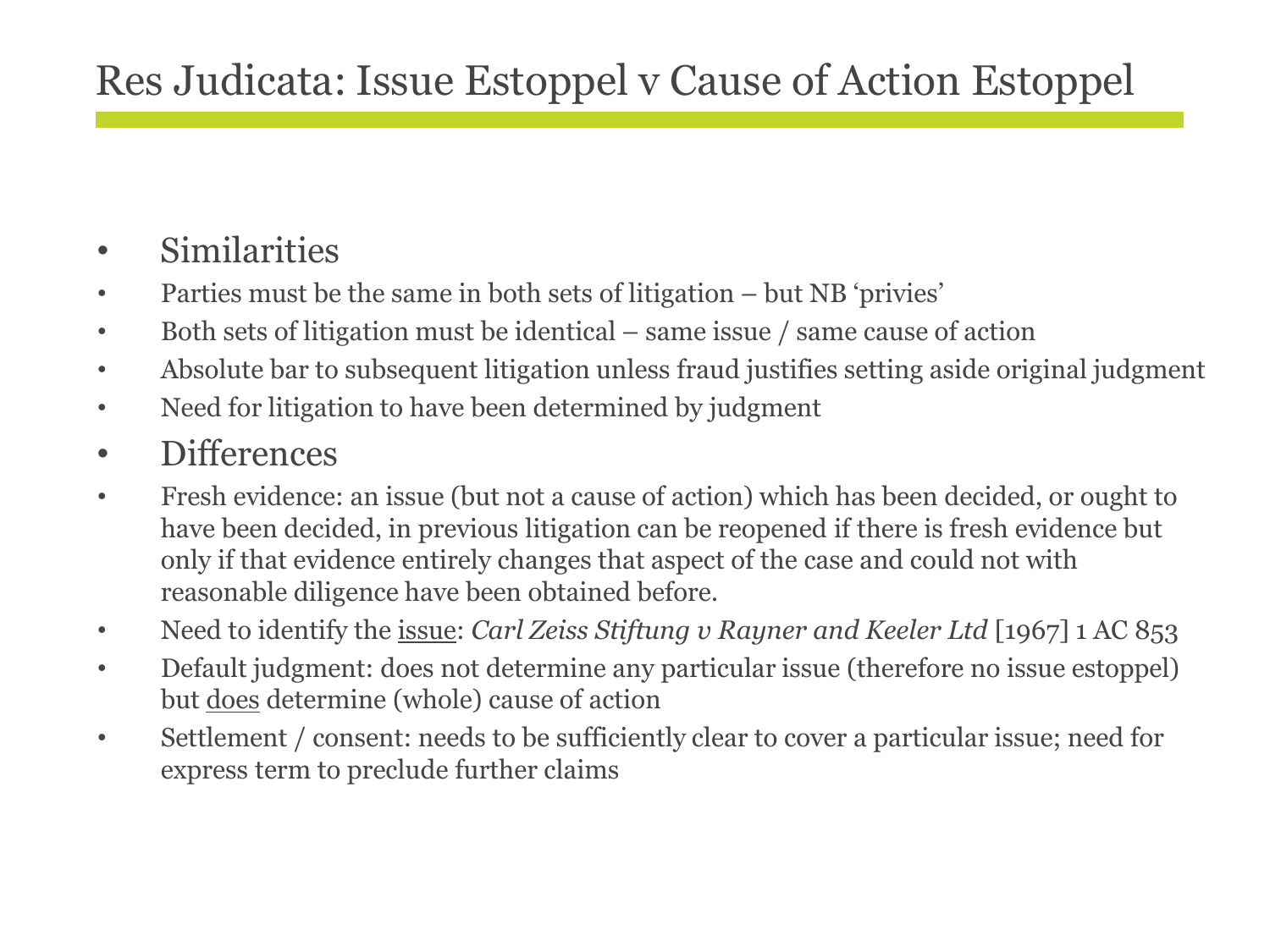# Res Judicata: Issue Estoppel v Cause of Action Estoppel

- Similarities
- Parties must be the same in both sets of litigation – but NB 'privies'
- Both sets of litigation must be identical – same issue / same cause of action
- Absolute bar to subsequent litigation unless fraud justifies setting aside original judgment
- Need for litigation to have been determined by judgment
- Differences
- Fresh evidence: an issue (but not a cause of action) which has been decided, or ought to have been decided, in previous litigation can be reopened if there is fresh evidence but only if that evidence entirely changes that aspect of the case and could not with reasonable diligence have been obtained before.
- Need to identify the <u>issue</u>: *Carl Zeiss Stiftung v Rayner and Keeler Ltd* [1967] 1 AC 853
- Default judgment: does not determine any particular issue (therefore no issue estoppel) but <u>does</u> determine (whole) cause of action
- Settlement / consent: needs to be sufficiently clear to cover a particular issue; need for express term to preclude further claims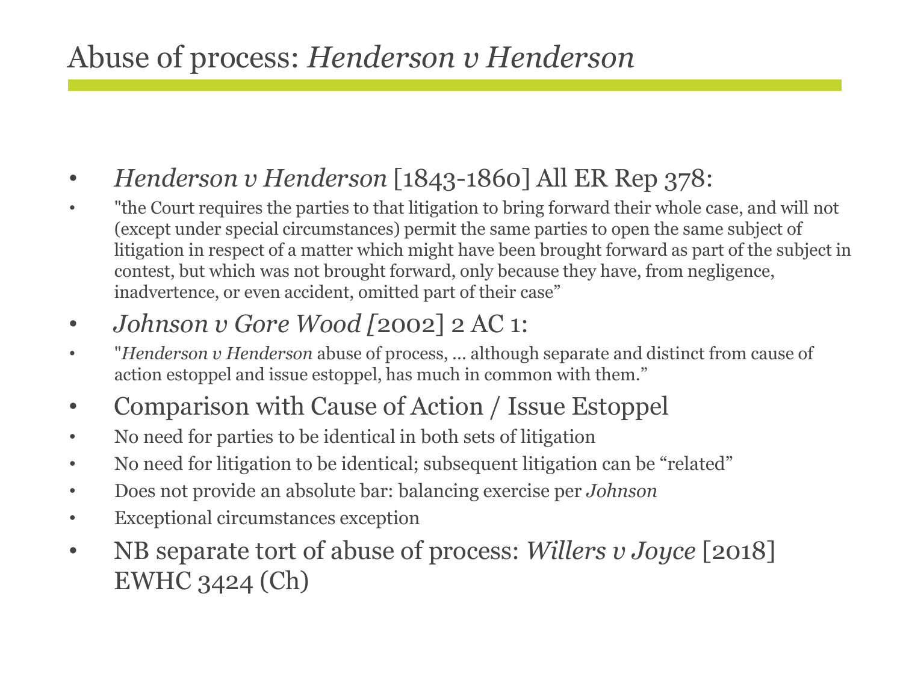# Abuse of process: *Henderson v Henderson*

- *Henderson v Henderson* [1843-1860] All ER Rep 378:
- "the Court requires the parties to that litigation to bring forward their whole case, and will not (except under special circumstances) permit the same parties to open the same subject of litigation in respect of a matter which might have been brought forward as part of the subject in contest, but which was not brought forward, only because they have, from negligence, inadvertence, or even accident, omitted part of their case"
- *Johnson v Gore Wood [*2002] 2 AC 1:
- "*Henderson v Henderson* abuse of process, … although separate and distinct from cause of action estoppel and issue estoppel, has much in common with them."
- Comparison with Cause of Action / Issue Estoppel
- No need for parties to be identical in both sets of litigation
- No need for litigation to be identical; subsequent litigation can be "related"
- Does not provide an absolute bar: balancing exercise per *Johnson*
- Exceptional circumstances exception
- NB separate tort of abuse of process: *Willers v Joyce* [2018] EWHC 3424 (Ch)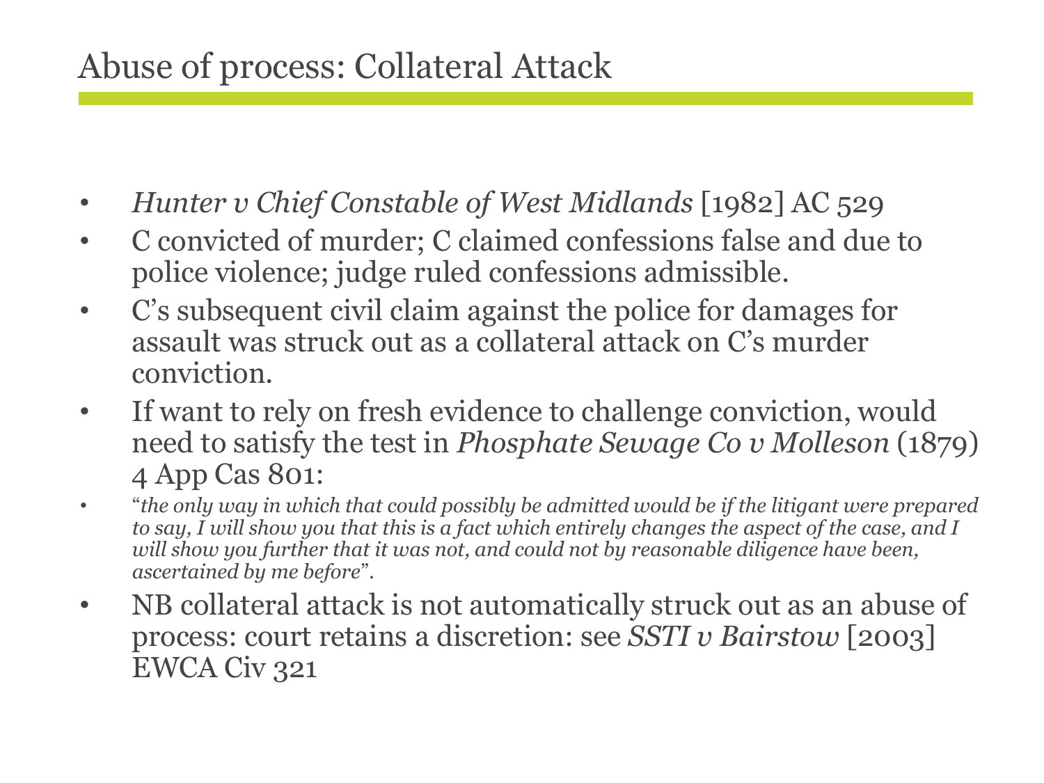# Abuse of process: Collateral Attack

- *Hunter v Chief Constable of West Midlands* [1982] AC 529
- C convicted of murder; C claimed confessions false and due to police violence; judge ruled confessions admissible.
- C's subsequent civil claim against the police for damages for assault was struck out as a collateral attack on C's murder conviction.
- If want to rely on fresh evidence to challenge conviction, would need to satisfy the test in *Phosphate Sewage Co v Molleson* (1879) 4 App Cas 801:
- "*the only way in which that could possibly be admitted would be if the litigant were prepared to say, I will show you that this is a fact which entirely changes the aspect of the case, and I will show you further that it was not, and could not by reasonable diligence have been, ascertained by me before*".
- NB collateral attack is not automatically struck out as an abuse of process: court retains a discretion: see *SSTI v Bairstow* [2003] EWCA Civ 321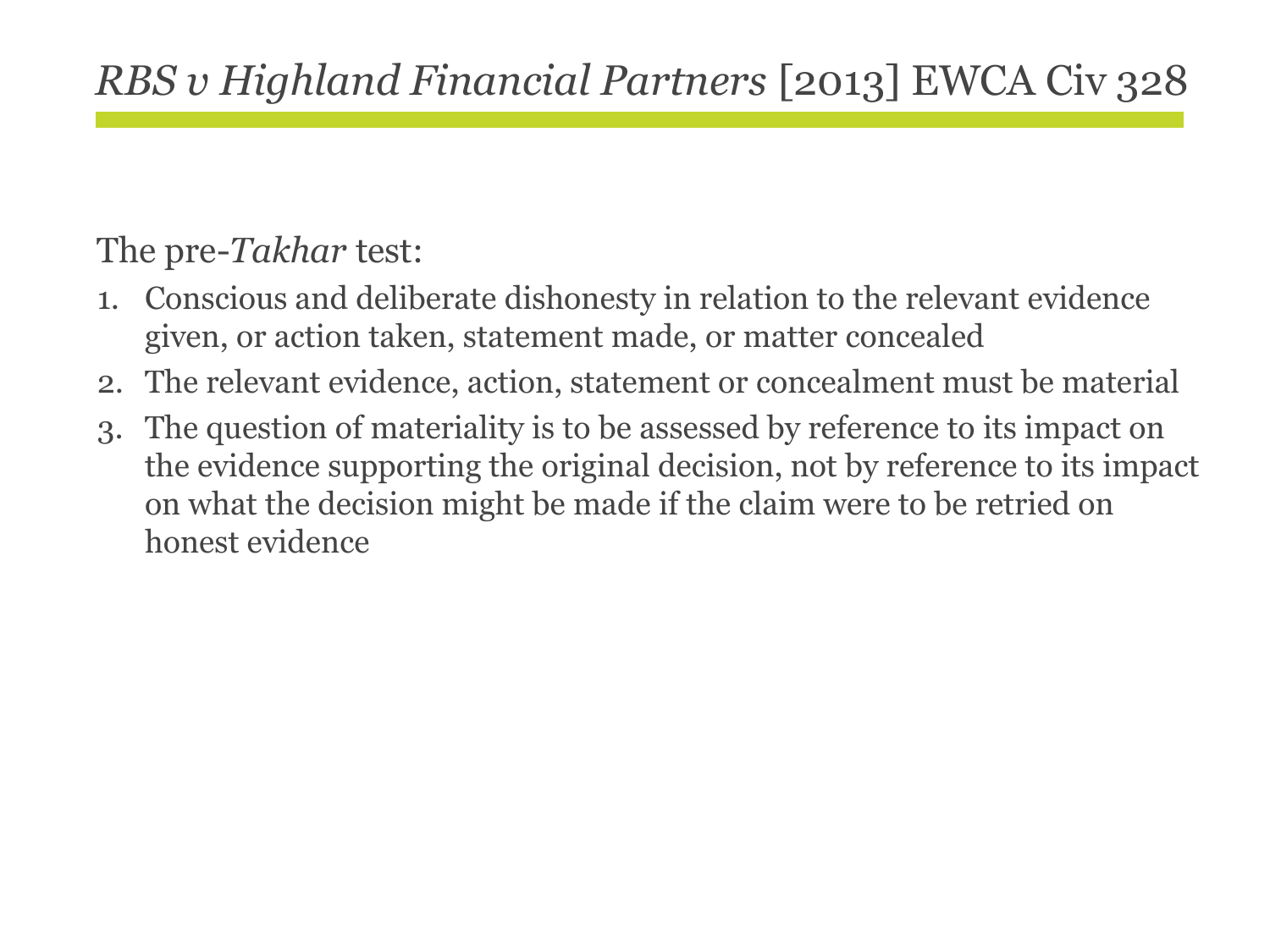# *RBS v Highland Financial Partners* [2013] EWCA Civ 328

The pre-*Takhar* test:

1. Conscious and deliberate dishonesty in relation to the relevant evidence given, or action taken, statement made, or matter concealed
2. The relevant evidence, action, statement or concealment must be material
3. The question of materiality is to be assessed by reference to its impact on the evidence supporting the original decision, not by reference to its impact on what the decision might be made if the claim were to be retried on honest evidence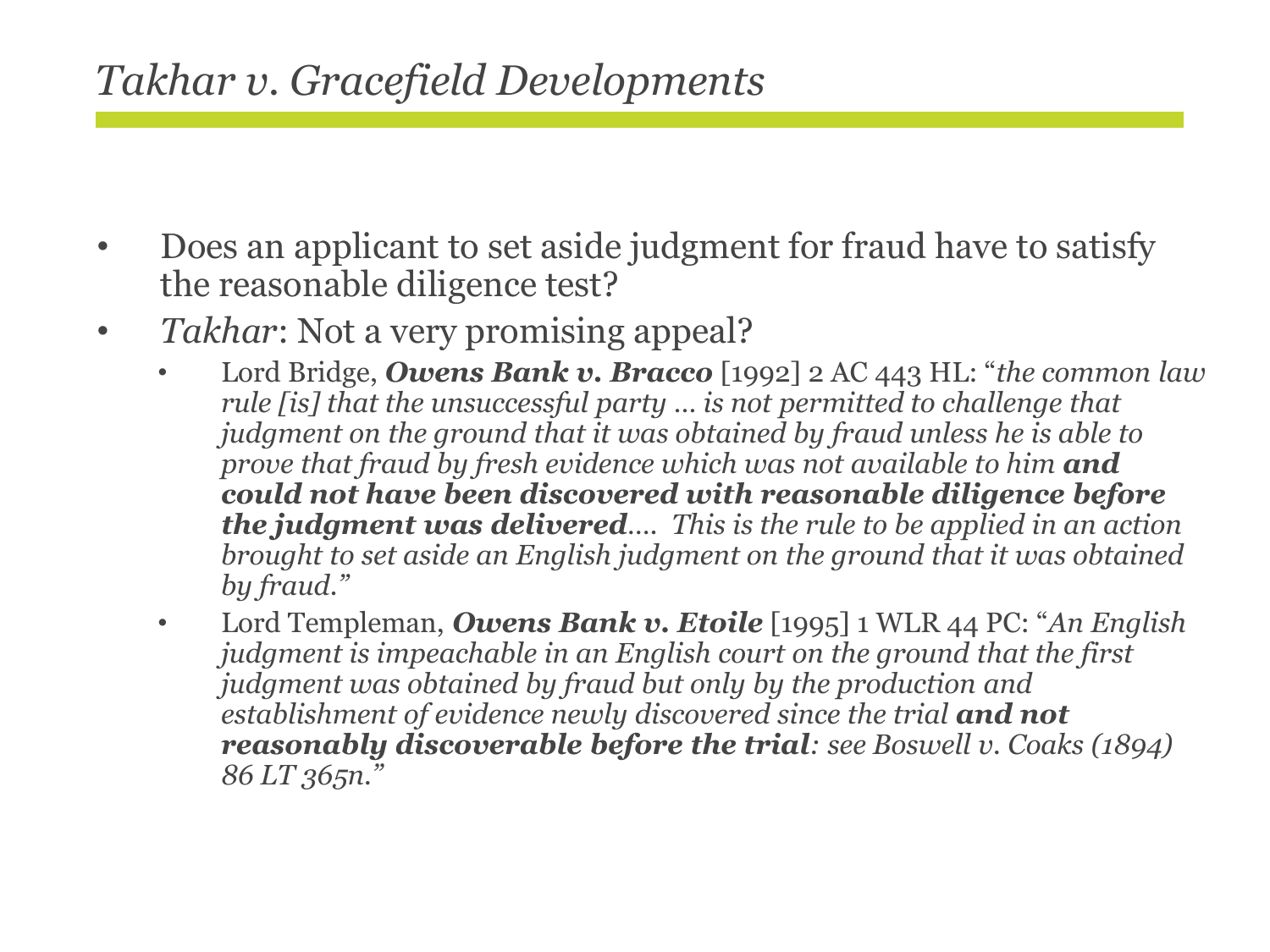# *Takhar v. Gracefield Developments*

- Does an applicant to set aside judgment for fraud have to satisfy the reasonable diligence test?
- *Takhar*: Not a very promising appeal?
  - Lord Bridge, ***Owens Bank v. Bracco*** [1992] 2 AC 443 HL: "*the common law rule [is] that the unsuccessful party … is not permitted to challenge that judgment on the ground that it was obtained by fraud unless he is able to prove that fraud by fresh evidence which was not available to him **and could not have been discovered with reasonable diligence before the judgment was delivered**…. This is the rule to be applied in an action brought to set aside an English judgment on the ground that it was obtained by fraud.*"
  - Lord Templeman, ***Owens Bank v. Etoile*** [1995] 1 WLR 44 PC: "*An English judgment is impeachable in an English court on the ground that the first judgment was obtained by fraud but only by the production and establishment of evidence newly discovered since the trial **and not reasonably discoverable before the trial**: see Boswell v. Coaks (1894) 86 LT 365n.*"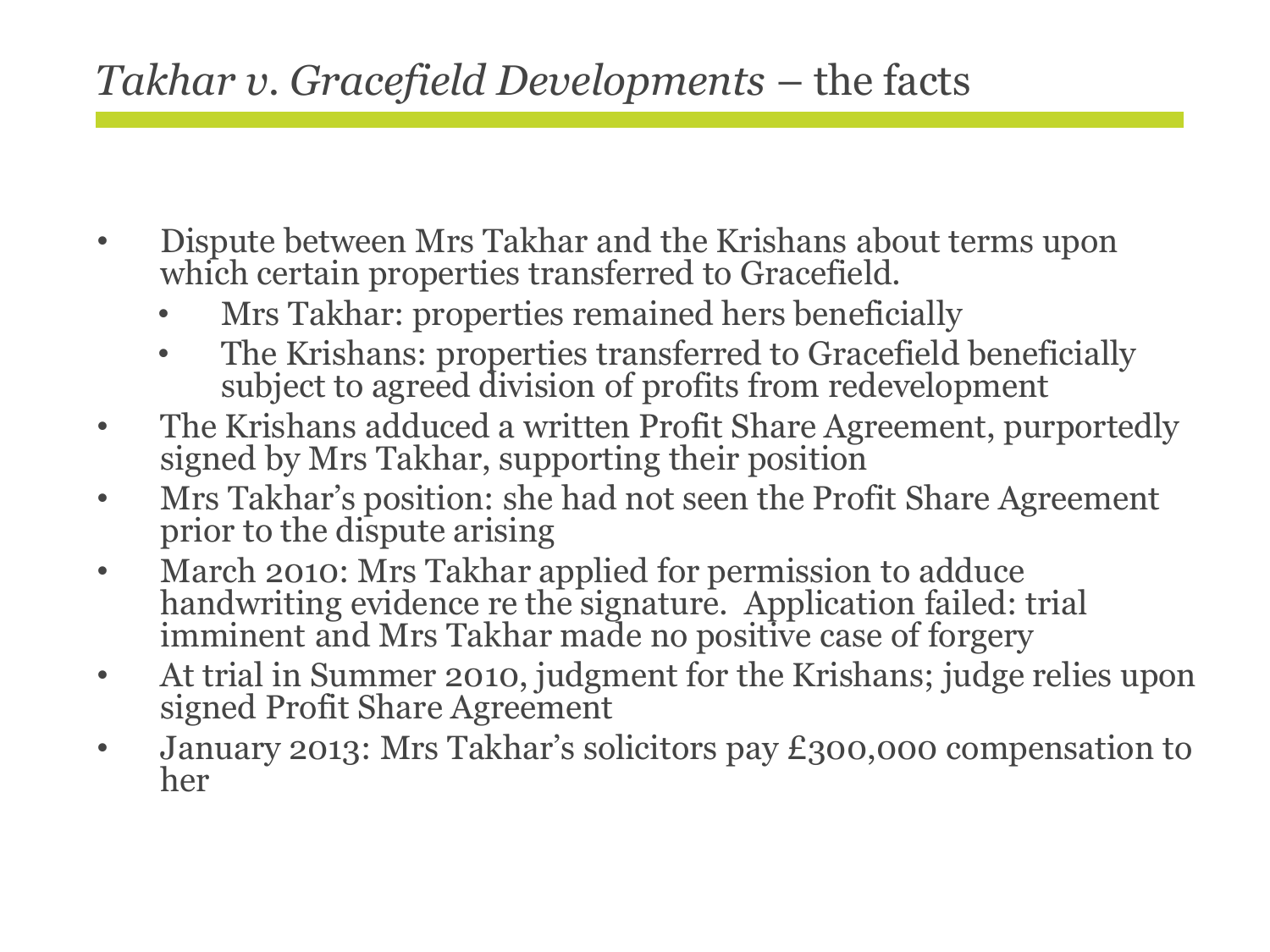# *Takhar v. Gracefield Developments* – the facts

- Dispute between Mrs Takhar and the Krishans about terms upon which certain properties transferred to Gracefield.
  - Mrs Takhar: properties remained hers beneficially
  - The Krishans: properties transferred to Gracefield beneficially subject to agreed division of profits from redevelopment
- The Krishans adduced a written Profit Share Agreement, purportedly signed by Mrs Takhar, supporting their position
- Mrs Takhar's position: she had not seen the Profit Share Agreement prior to the dispute arising
- March 2010: Mrs Takhar applied for permission to adduce handwriting evidence re the signature. Application failed: trial imminent and Mrs Takhar made no positive case of forgery
- At trial in Summer 2010, judgment for the Krishans; judge relies upon signed Profit Share Agreement
- January 2013: Mrs Takhar's solicitors pay £300,000 compensation to her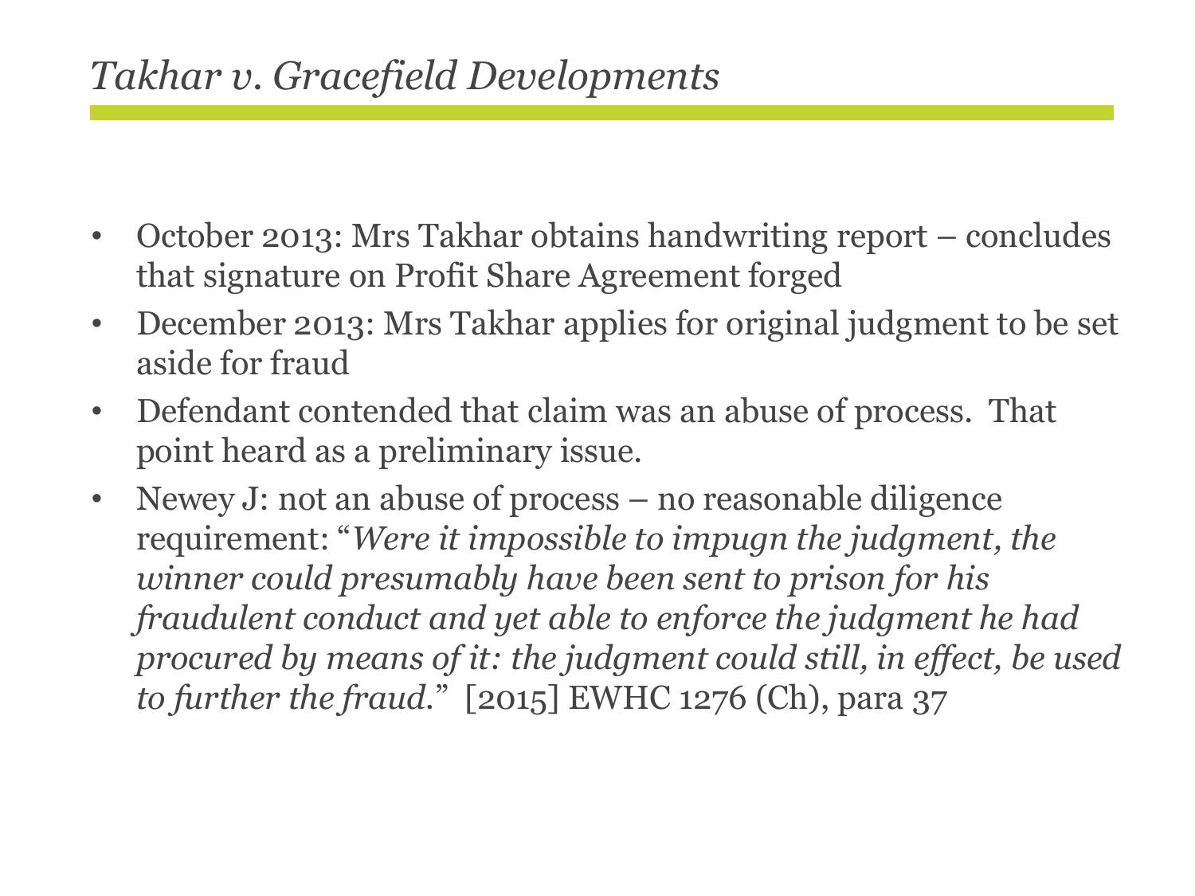# *Takhar v. Gracefield Developments*

- October 2013: Mrs Takhar obtains handwriting report – concludes that signature on Profit Share Agreement forged
- December 2013: Mrs Takhar applies for original judgment to be set aside for fraud
- Defendant contended that claim was an abuse of process. That point heard as a preliminary issue.
- Newey J: not an abuse of process – no reasonable diligence requirement: "*Were it impossible to impugn the judgment, the winner could presumably have been sent to prison for his fraudulent conduct and yet able to enforce the judgment he had procured by means of it: the judgment could still, in effect, be used to further the fraud.*" [2015] EWHC 1276 (Ch), para 37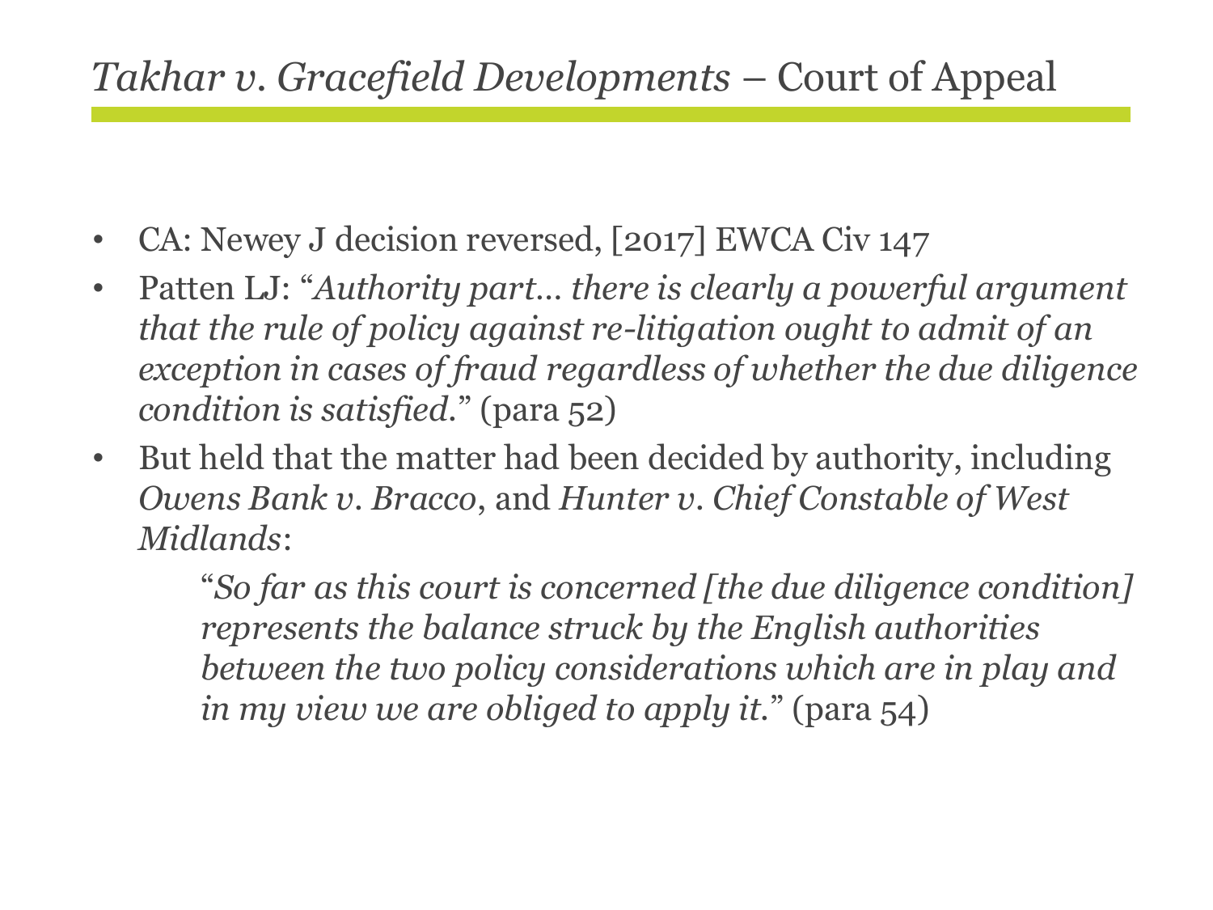# *Takhar v. Gracefield Developments* – Court of Appeal

- CA: Newey J decision reversed, [2017] EWCA Civ 147
- Patten LJ: "*Authority part… there is clearly a powerful argument that the rule of policy against re-litigation ought to admit of an exception in cases of fraud regardless of whether the due diligence condition is satisfied.*" (para 52)
- But held that the matter had been decided by authority, including *Owens Bank v. Bracco*, and *Hunter v. Chief Constable of West Midlands*:

  > "*So far as this court is concerned [the due diligence condition] represents the balance struck by the English authorities between the two policy considerations which are in play and in my view we are obliged to apply it.*" (para 54)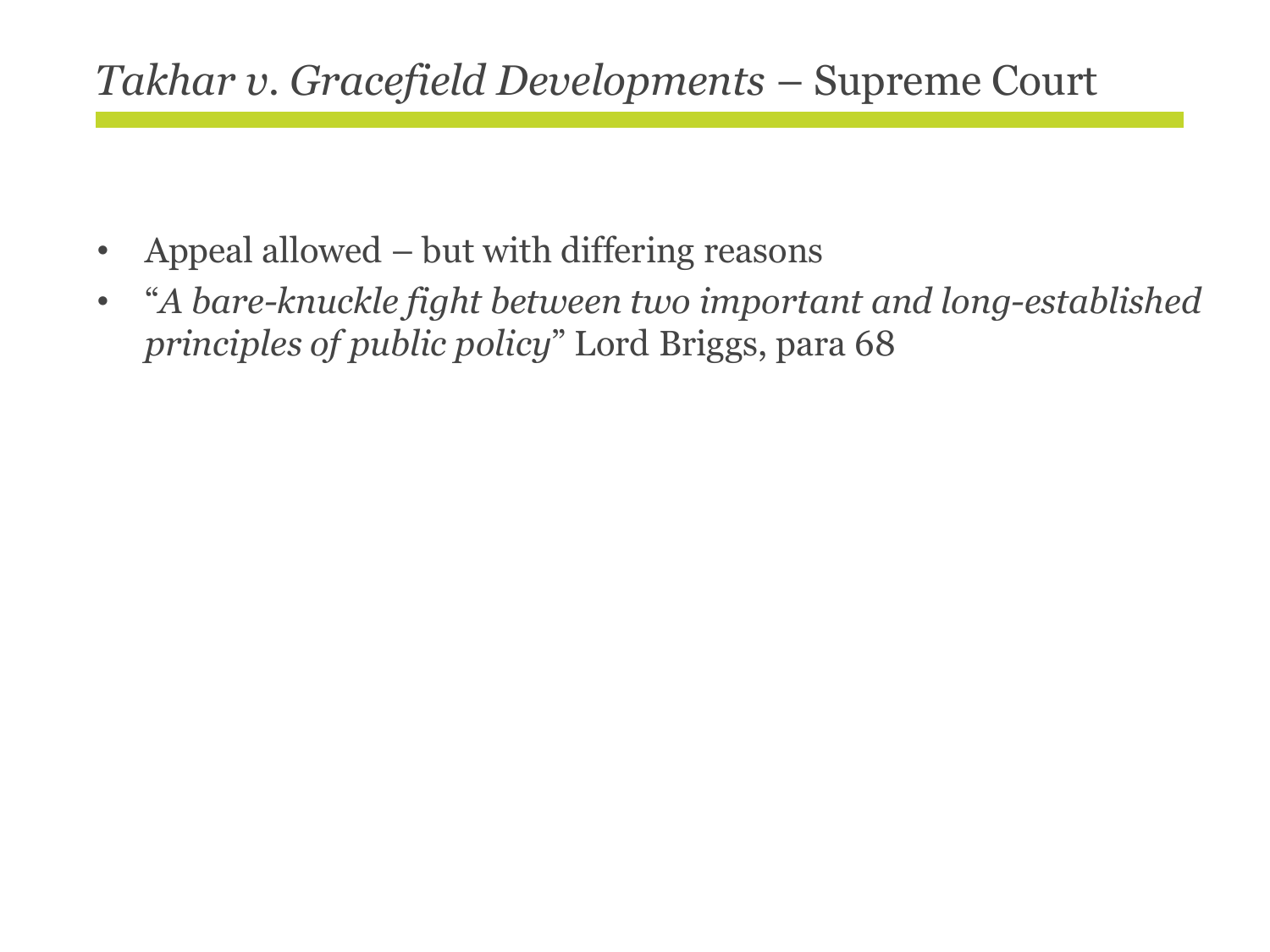# *Takhar v. Gracefield Developments* – Supreme Court

- Appeal allowed – but with differing reasons
- "*A bare-knuckle fight between two important and long-established principles of public policy*" Lord Briggs, para 68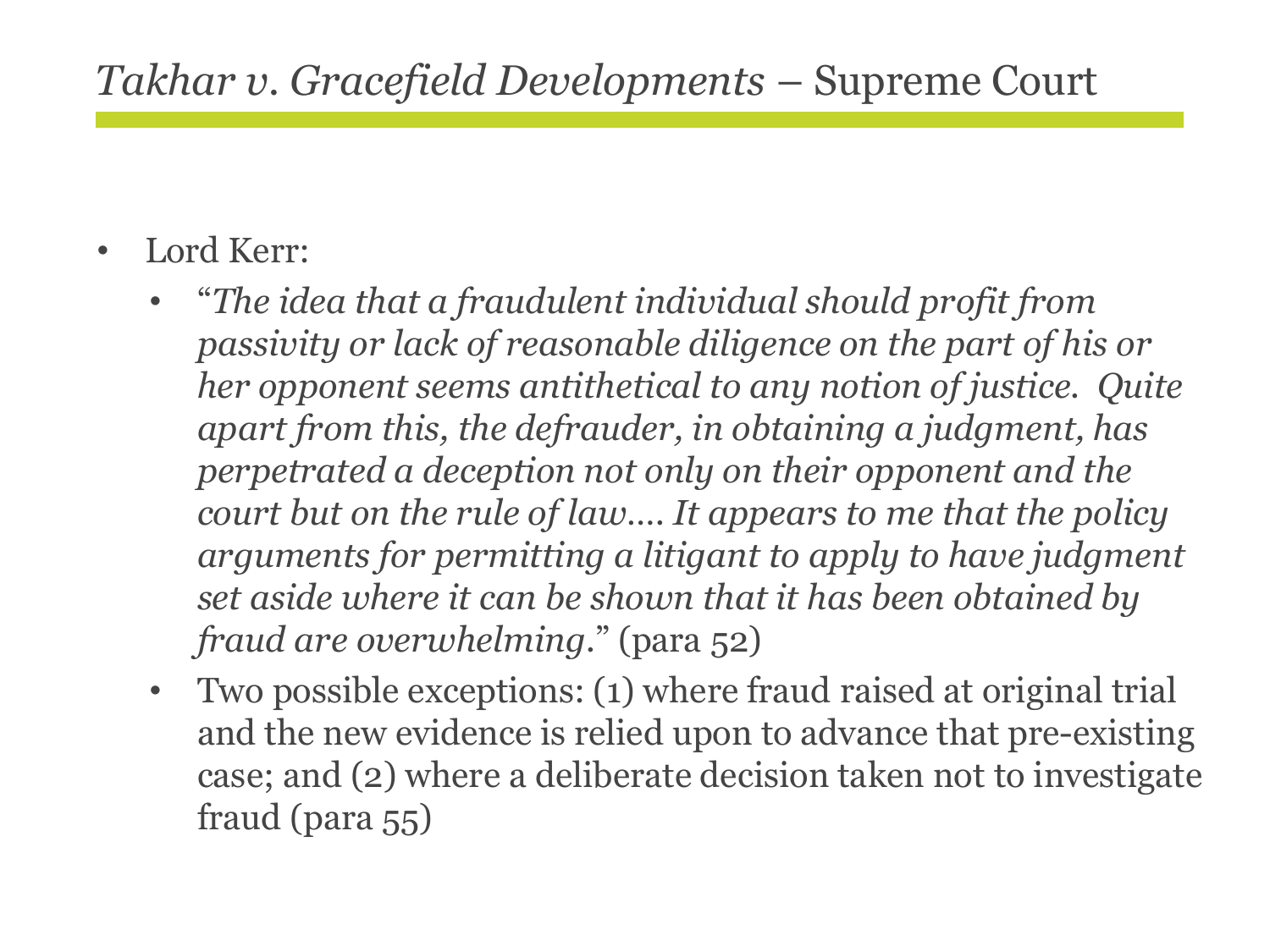# *Takhar v. Gracefield Developments* – Supreme Court

- Lord Kerr:
  - "*The idea that a fraudulent individual should profit from passivity or lack of reasonable diligence on the part of his or her opponent seems antithetical to any notion of justice. Quite apart from this, the defrauder, in obtaining a judgment, has perpetrated a deception not only on their opponent and the court but on the rule of law…. It appears to me that the policy arguments for permitting a litigant to apply to have judgment set aside where it can be shown that it has been obtained by fraud are overwhelming.*" (para 52)
  - Two possible exceptions: (1) where fraud raised at original trial and the new evidence is relied upon to advance that pre-existing case; and (2) where a deliberate decision taken not to investigate fraud (para 55)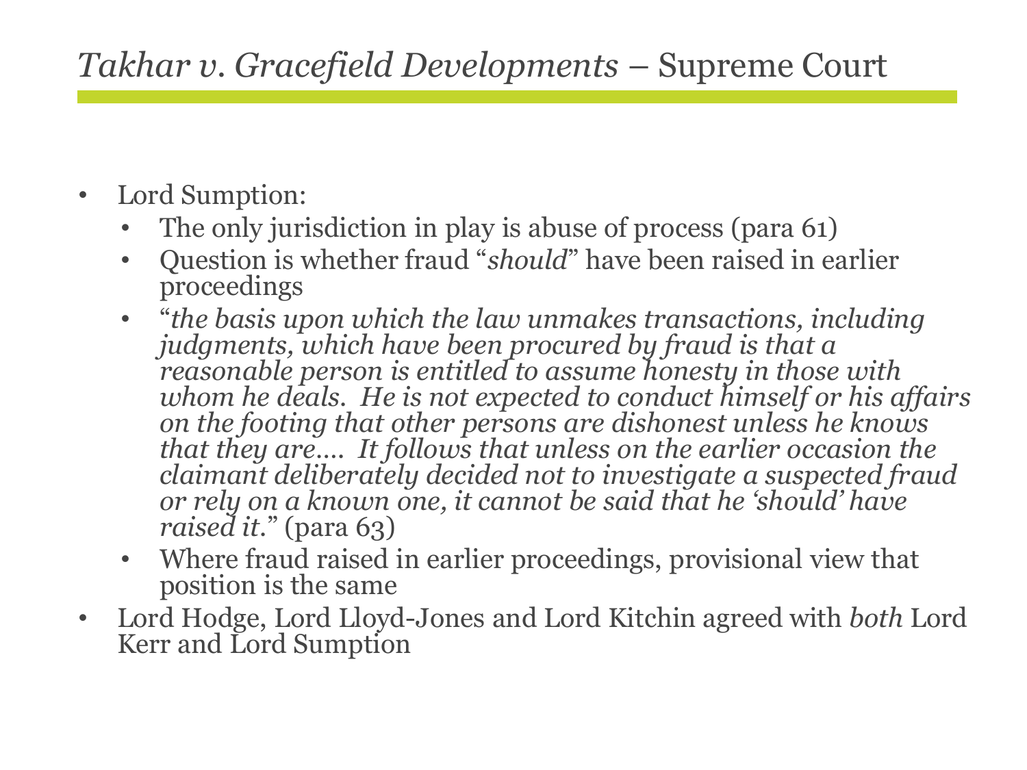# *Takhar v. Gracefield Developments* – Supreme Court

- Lord Sumption:
  - The only jurisdiction in play is abuse of process (para 61)
  - Question is whether fraud "*should*" have been raised in earlier proceedings
  - "*the basis upon which the law unmakes transactions, including judgments, which have been procured by fraud is that a reasonable person is entitled to assume honesty in those with whom he deals. He is not expected to conduct himself or his affairs on the footing that other persons are dishonest unless he knows that they are.... It follows that unless on the earlier occasion the claimant deliberately decided not to investigate a suspected fraud or rely on a known one, it cannot be said that he 'should' have raised it.*" (para 63)
  - Where fraud raised in earlier proceedings, provisional view that position is the same
- Lord Hodge, Lord Lloyd-Jones and Lord Kitchin agreed with *both* Lord Kerr and Lord Sumption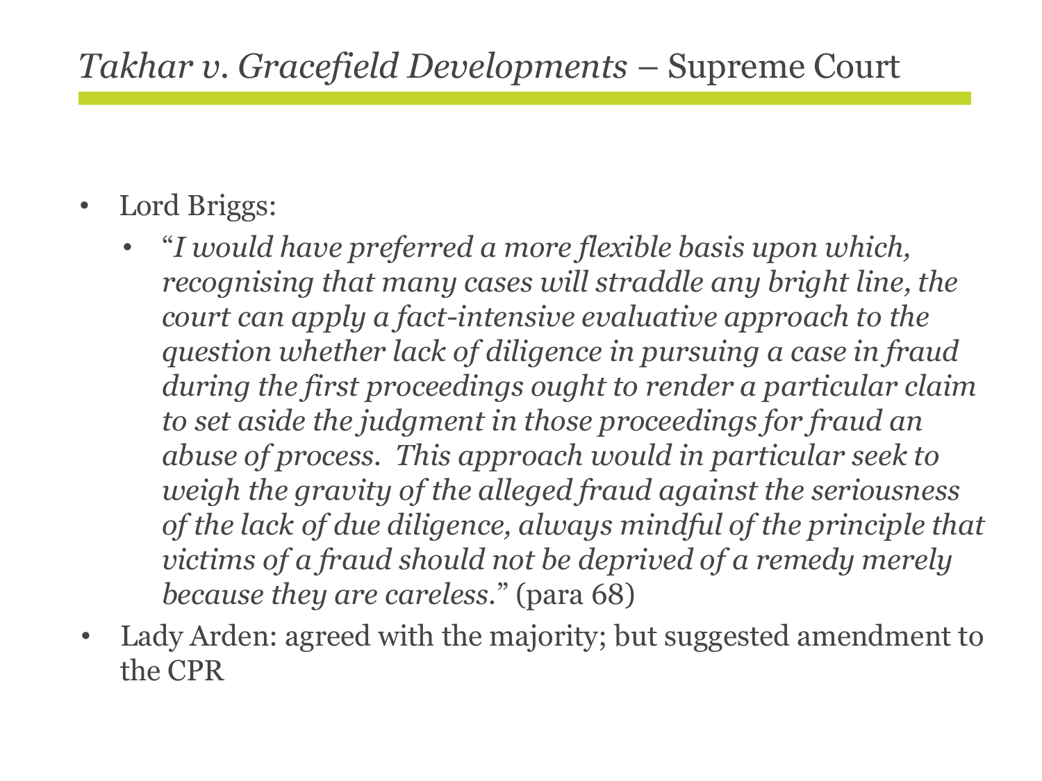# *Takhar v. Gracefield Developments* – Supreme Court

- Lord Briggs:
  - "*I would have preferred a more flexible basis upon which, recognising that many cases will straddle any bright line, the court can apply a fact-intensive evaluative approach to the question whether lack of diligence in pursuing a case in fraud during the first proceedings ought to render a particular claim to set aside the judgment in those proceedings for fraud an abuse of process. This approach would in particular seek to weigh the gravity of the alleged fraud against the seriousness of the lack of due diligence, always mindful of the principle that victims of a fraud should not be deprived of a remedy merely because they are careless.*" (para 68)
- Lady Arden: agreed with the majority; but suggested amendment to the CPR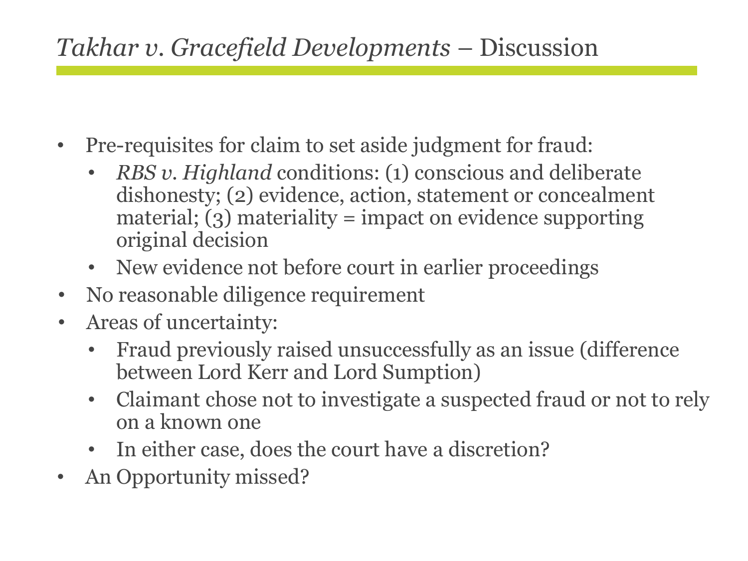# *Takhar v. Gracefield Developments* – Discussion

- Pre-requisites for claim to set aside judgment for fraud:
  - *RBS v. Highland* conditions: (1) conscious and deliberate dishonesty; (2) evidence, action, statement or concealment material; (3) materiality = impact on evidence supporting original decision
  - New evidence not before court in earlier proceedings
- No reasonable diligence requirement
- Areas of uncertainty:
  - Fraud previously raised unsuccessfully as an issue (difference between Lord Kerr and Lord Sumption)
  - Claimant chose not to investigate a suspected fraud or not to rely on a known one
  - In either case, does the court have a discretion?
- An Opportunity missed?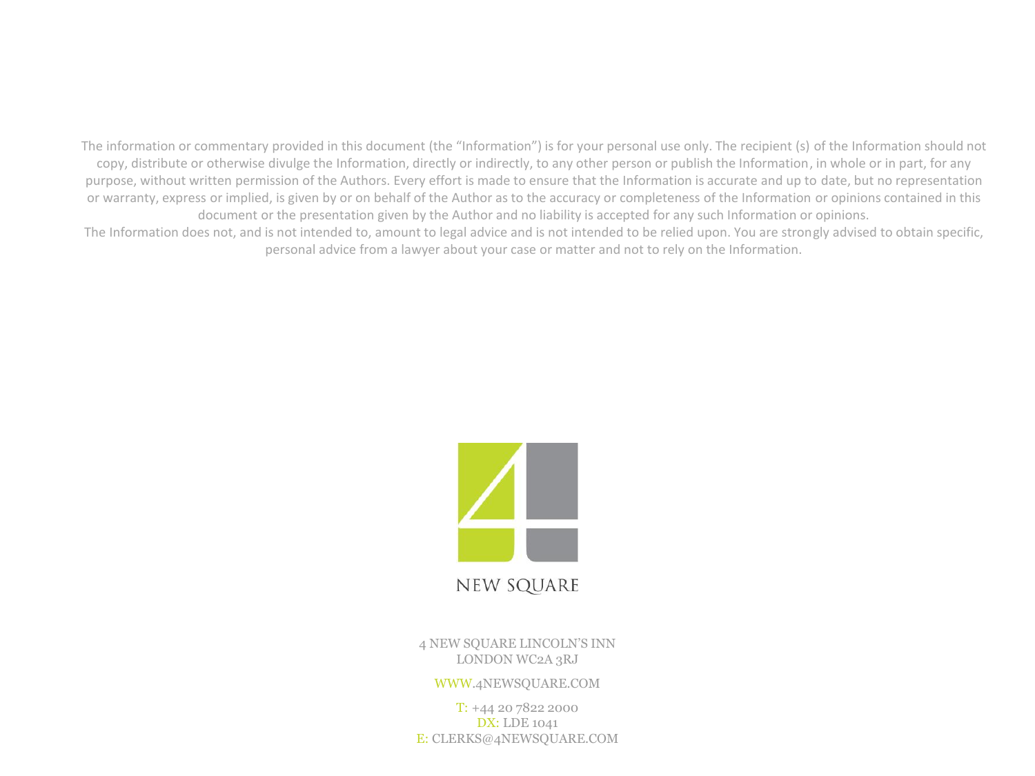The information or commentary provided in this document (the "Information") is for your personal use only. The recipient (s) of the Information should not copy, distribute or otherwise divulge the Information, directly or indirectly, to any other person or publish the Information, in whole or in part, for any purpose, without written permission of the Authors. Every effort is made to ensure that the Information is accurate and up to date, but no representation or warranty, express or implied, is given by or on behalf of the Author as to the accuracy or completeness of the Information or opinions contained in this document or the presentation given by the Author and no liability is accepted for any such Information or opinions.
The Information does not, and is not intended to, amount to legal advice and is not intended to be relied upon. You are strongly advised to obtain specific, personal advice from a lawyer about your case or matter and not to rely on the Information.

NEW SQUARE

4 NEW SQUARE LINCOLN'S INN
LONDON WC2A 3RJ

WWW.4NEWSQUARE.COM

T: +44 20 7822 2000
DX: LDE 1041
E: CLERKS@4NEWSQUARE.COM